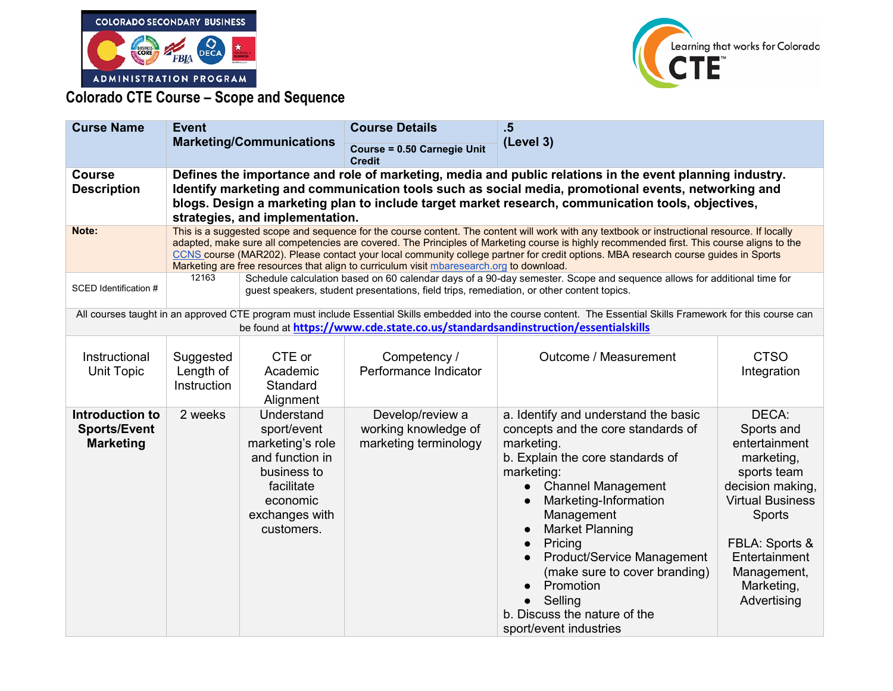COLORADO SECONDARY BUSINESS ADMINISTRATION PROGRAM

Learning that works for Colorado CTE™

# Colorado CTE Course – Scope and Sequence

| Curse Name | Event Marketing/Communications | Course Details<br>Course = 0.50 Carnegie Unit Credit | .5<br>(Level 3) |
|---|---|---|---|
| Course Description | Defines the importance and role of marketing, media and public relations in the event planning industry. Identify marketing and communication tools such as social media, promotional events, networking and blogs. Design a marketing plan to include target market research, communication tools, objectives, strategies, and implementation. | | |
| Note: | This is a suggested scope and sequence for the course content. The content will work with any textbook or instructional resource. If locally adapted, make sure all competencies are covered. The Principles of Marketing course is highly recommended first. This course aligns to the CCNS course (MAR202). Please contact your local community college partner for credit options. MBA research course guides in Sports Marketing are free resources that align to curriculum visit mbaresearch.org to download. | | |
| SCED Identification # | 12163 | Schedule calculation based on 60 calendar days of a 90-day semester. Scope and sequence allows for additional time for guest speakers, student presentations, field trips, remediation, or other content topics. | |

All courses taught in an approved CTE program must include Essential Skills embedded into the course content. The Essential Skills Framework for this course can be found at **https://www.cde.state.co.us/standardsandinstruction/essentialskills**

| Instructional Unit Topic | Suggested Length of Instruction | CTE or Academic Standard Alignment | Competency / Performance Indicator | Outcome / Measurement | CTSO Integration |
|---|---|---|---|---|---|
| **Introduction to Sports/Event Marketing** | 2 weeks | Understand sport/event marketing's role and function in business to facilitate economic exchanges with customers. | Develop/review a working knowledge of marketing terminology | a. Identify and understand the basic concepts and the core standards of marketing.<br>b. Explain the core standards of marketing:<br>● Channel Management<br>● Marketing-Information Management<br>● Market Planning<br>● Pricing<br>● Product/Service Management (make sure to cover branding)<br>● Promotion<br>● Selling<br>b. Discuss the nature of the sport/event industries | DECA: Sports and entertainment marketing, sports team decision making, Virtual Business Sports<br><br>FBLA: Sports & Entertainment Management, Marketing, Advertising |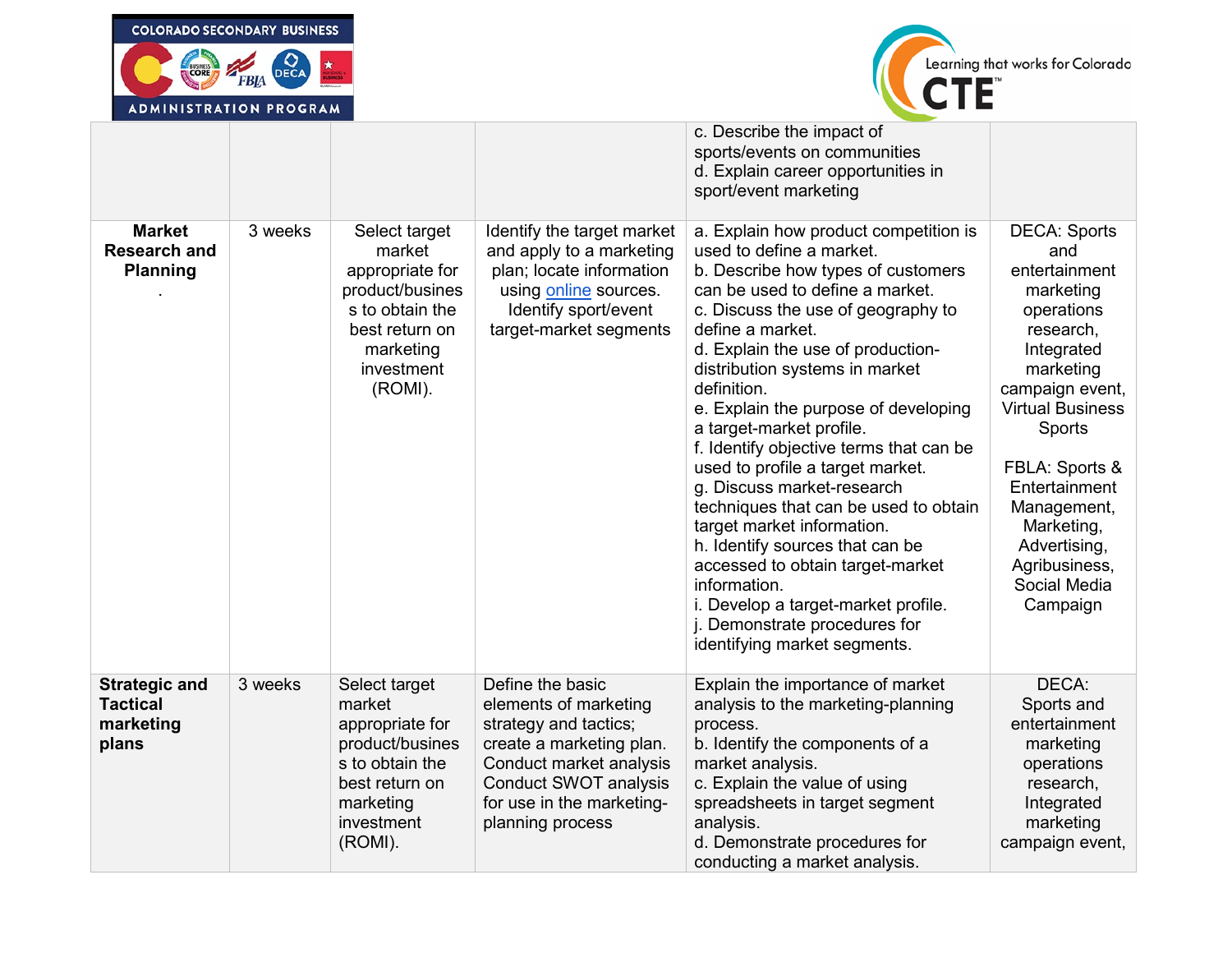| | | | | | |
|---|---|---|---|---|---|
| | | | | c. Describe the impact of sports/events on communities<br>d. Explain career opportunities in sport/event marketing | |
| **Market Research and Planning**<br>. | 3 weeks | Select target market appropriate for product/business to obtain the best return on marketing investment (ROMI). | Identify the target market and apply to a marketing plan; locate information using online sources.<br>Identify sport/event target-market segments | a. Explain how product competition is used to define a market.<br>b. Describe how types of customers can be used to define a market.<br>c. Discuss the use of geography to define a market.<br>d. Explain the use of production-distribution systems in market definition.<br>e. Explain the purpose of developing a target-market profile.<br>f. Identify objective terms that can be used to profile a target market.<br>g. Discuss market-research techniques that can be used to obtain target market information.<br>h. Identify sources that can be accessed to obtain target-market information.<br>i. Develop a target-market profile.<br>j. Demonstrate procedures for identifying market segments. | DECA: Sports and entertainment marketing operations research, Integrated marketing campaign event, Virtual Business Sports<br><br>FBLA: Sports & Entertainment Management, Marketing, Advertising, Agribusiness, Social Media Campaign |
| **Strategic and Tactical marketing plans** | 3 weeks | Select target market appropriate for product/business to obtain the best return on marketing investment (ROMI). | Define the basic elements of marketing strategy and tactics; create a marketing plan.<br>Conduct market analysis<br>Conduct SWOT analysis for use in the marketing-planning process | Explain the importance of market analysis to the marketing-planning process.<br>b. Identify the components of a market analysis.<br>c. Explain the value of using spreadsheets in target segment analysis.<br>d. Demonstrate procedures for conducting a market analysis. | DECA: Sports and entertainment marketing operations research, Integrated marketing campaign event, |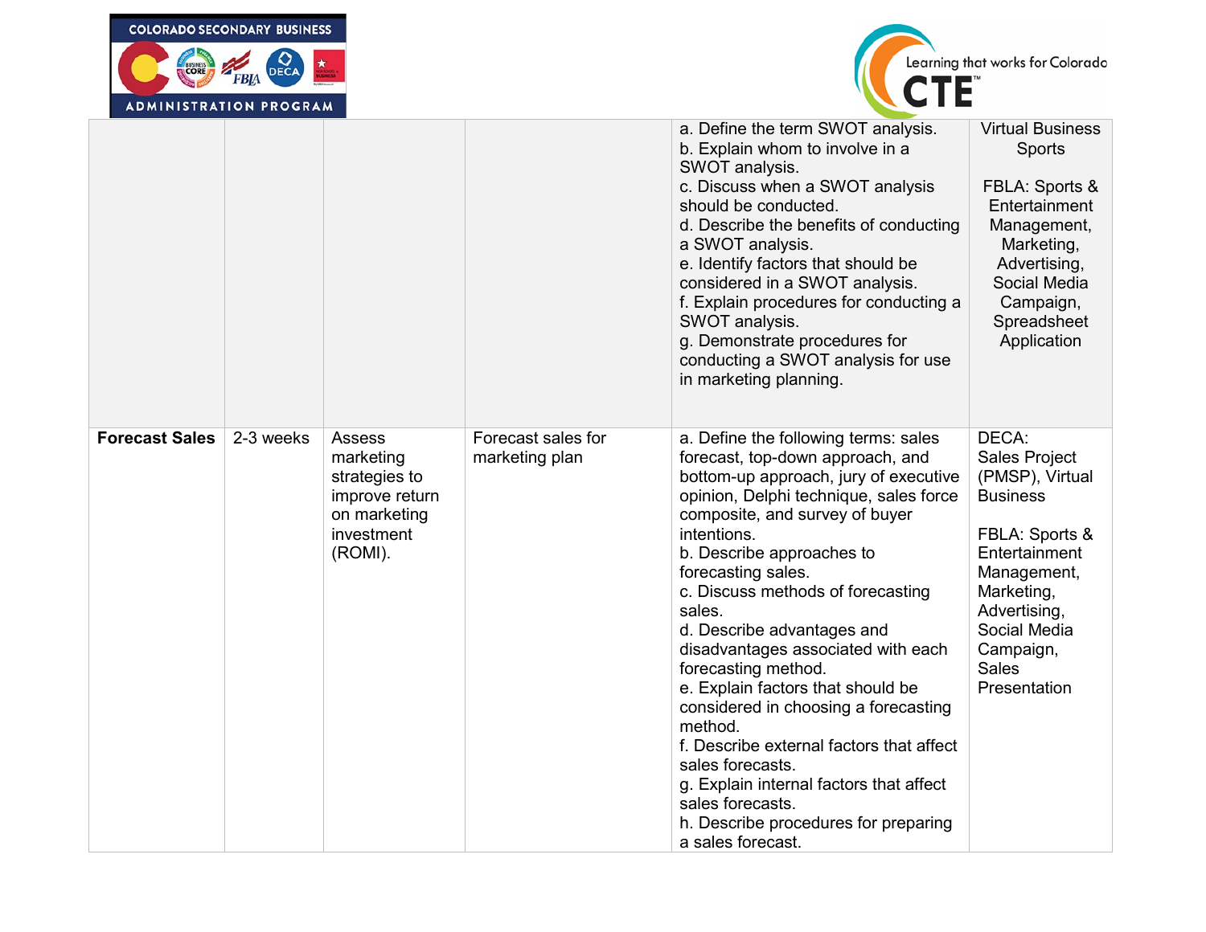| | | | | | |
|---|---|---|---|---|---|
| | | | | a. Define the term SWOT analysis.<br>b. Explain whom to involve in a SWOT analysis.<br>c. Discuss when a SWOT analysis should be conducted.<br>d. Describe the benefits of conducting a SWOT analysis.<br>e. Identify factors that should be considered in a SWOT analysis.<br>f. Explain procedures for conducting a SWOT analysis.<br>g. Demonstrate procedures for conducting a SWOT analysis for use in marketing planning. | Virtual Business Sports<br><br>FBLA: Sports & Entertainment Management, Marketing, Advertising, Social Media Campaign, Spreadsheet Application |
| **Forecast Sales** | 2-3 weeks | Assess marketing strategies to improve return on marketing investment (ROMI). | Forecast sales for marketing plan | a. Define the following terms: sales forecast, top-down approach, and bottom-up approach, jury of executive opinion, Delphi technique, sales force composite, and survey of buyer intentions.<br>b. Describe approaches to forecasting sales.<br>c. Discuss methods of forecasting sales.<br>d. Describe advantages and disadvantages associated with each forecasting method.<br>e. Explain factors that should be considered in choosing a forecasting method.<br>f. Describe external factors that affect sales forecasts.<br>g. Explain internal factors that affect sales forecasts.<br>h. Describe procedures for preparing a sales forecast. | DECA: Sales Project (PMSP), Virtual Business<br><br>FBLA: Sports & Entertainment Management, Marketing, Advertising, Social Media Campaign, Sales Presentation |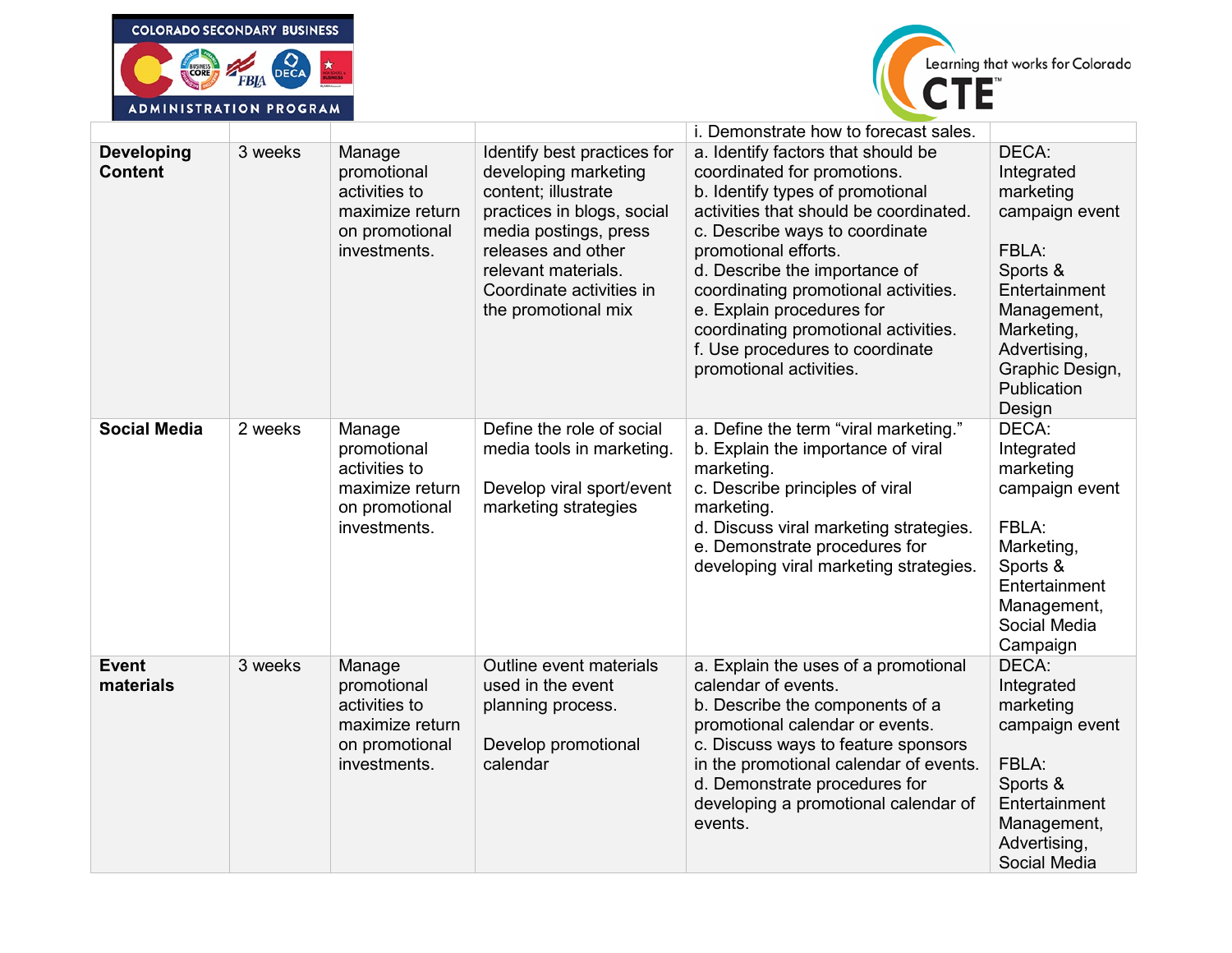| | | | | i. Demonstrate how to forecast sales. | |
|---|---|---|---|---|---|
| **Developing Content** | 3 weeks | Manage promotional activities to maximize return on promotional investments. | Identify best practices for developing marketing content; illustrate practices in blogs, social media postings, press releases and other relevant materials. Coordinate activities in the promotional mix | a. Identify factors that should be coordinated for promotions.<br>b. Identify types of promotional activities that should be coordinated.<br>c. Describe ways to coordinate promotional efforts.<br>d. Describe the importance of coordinating promotional activities.<br>e. Explain procedures for coordinating promotional activities.<br>f. Use procedures to coordinate promotional activities. | DECA: Integrated marketing campaign event<br><br>FBLA: Sports & Entertainment Management, Marketing, Advertising, Graphic Design, Publication Design |
| **Social Media** | 2 weeks | Manage promotional activities to maximize return on promotional investments. | Define the role of social media tools in marketing.<br><br>Develop viral sport/event marketing strategies | a. Define the term "viral marketing."<br>b. Explain the importance of viral marketing.<br>c. Describe principles of viral marketing.<br>d. Discuss viral marketing strategies.<br>e. Demonstrate procedures for developing viral marketing strategies. | DECA: Integrated marketing campaign event<br><br>FBLA: Marketing, Sports & Entertainment Management, Social Media Campaign |
| **Event materials** | 3 weeks | Manage promotional activities to maximize return on promotional investments. | Outline event materials used in the event planning process.<br><br>Develop promotional calendar | a. Explain the uses of a promotional calendar of events.<br>b. Describe the components of a promotional calendar or events.<br>c. Discuss ways to feature sponsors in the promotional calendar of events.<br>d. Demonstrate procedures for developing a promotional calendar of events. | DECA: Integrated marketing campaign event<br><br>FBLA: Sports & Entertainment Management, Advertising, Social Media |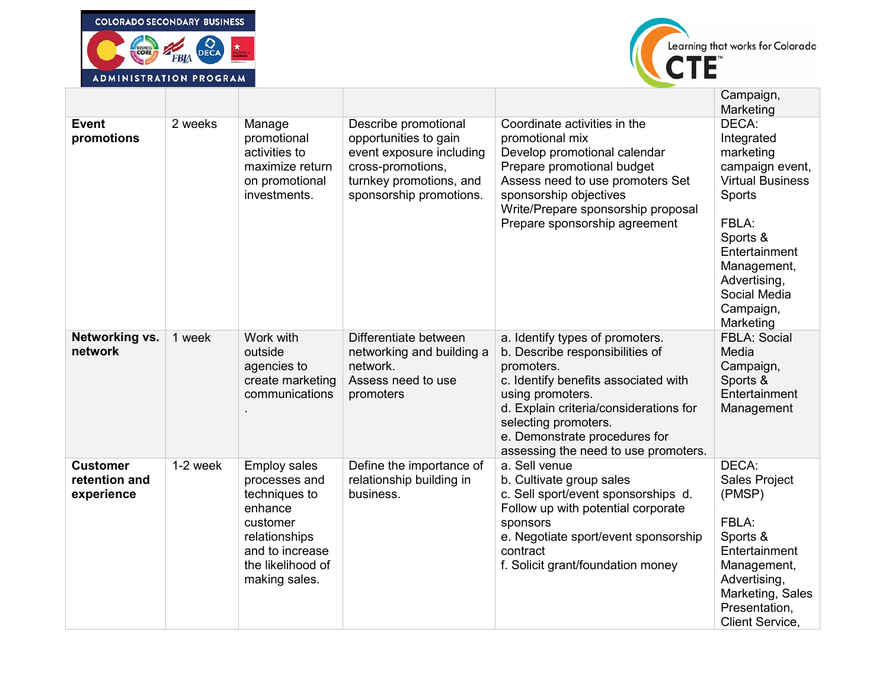| | | | | | |
|---|---|---|---|---|---|
| | | | | | Campaign, Marketing |
| **Event promotions** | 2 weeks | Manage promotional activities to maximize return on promotional investments. | Describe promotional opportunities to gain event exposure including cross-promotions, turnkey promotions, and sponsorship promotions. | Coordinate activities in the promotional mix<br>Develop promotional calendar<br>Prepare promotional budget<br>Assess need to use promoters Set sponsorship objectives<br>Write/Prepare sponsorship proposal<br>Prepare sponsorship agreement | DECA: Integrated marketing campaign event, Virtual Business Sports<br><br>FBLA: Sports & Entertainment Management, Advertising, Social Media Campaign, Marketing |
| **Networking vs. network** | 1 week | Work with outside agencies to create marketing communications . | Differentiate between networking and building a network.<br>Assess need to use promoters | a. Identify types of promoters.<br>b. Describe responsibilities of promoters.<br>c. Identify benefits associated with using promoters.<br>d. Explain criteria/considerations for selecting promoters.<br>e. Demonstrate procedures for assessing the need to use promoters. | FBLA: Social Media Campaign, Sports & Entertainment Management |
| **Customer retention and experience** | 1-2 week | Employ sales processes and techniques to enhance customer relationships and to increase the likelihood of making sales. | Define the importance of relationship building in business. | a. Sell venue<br>b. Cultivate group sales<br>c. Sell sport/event sponsorships d. Follow up with potential corporate sponsors<br>e. Negotiate sport/event sponsorship contract<br>f. Solicit grant/foundation money | DECA: Sales Project (PMSP)<br><br>FBLA: Sports & Entertainment Management, Advertising, Marketing, Sales Presentation, Client Service, |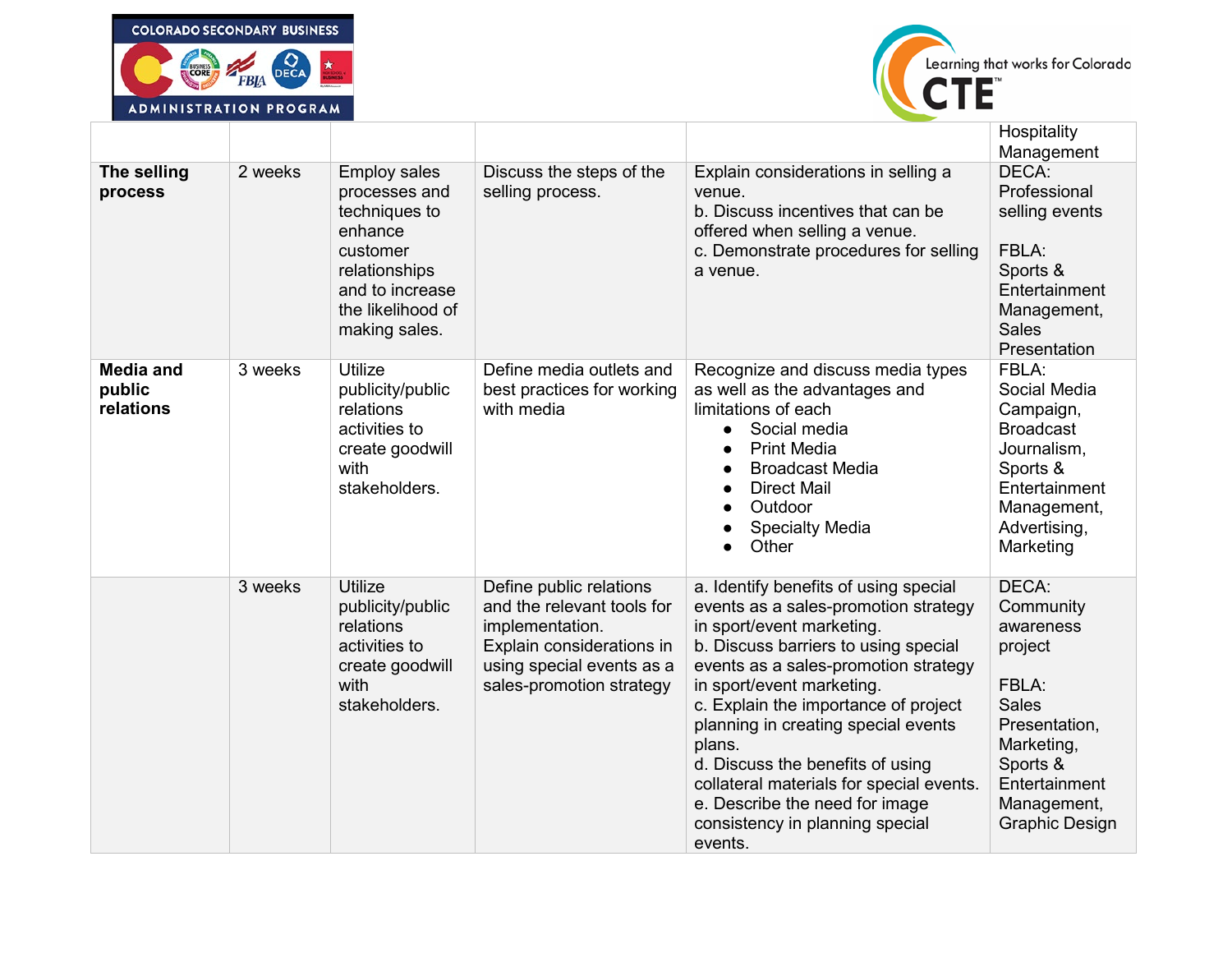|  |  |  |  |  | Hospitality Management |
|---|---|---|---|---|---|
| **The selling process** | 2 weeks | Employ sales processes and techniques to enhance customer relationships and to increase the likelihood of making sales. | Discuss the steps of the selling process. | Explain considerations in selling a venue.<br>b. Discuss incentives that can be offered when selling a venue.<br>c. Demonstrate procedures for selling a venue. | DECA: Professional selling events<br><br>FBLA: Sports & Entertainment Management, Sales Presentation |
| **Media and public relations** | 3 weeks | Utilize publicity/public relations activities to create goodwill with stakeholders. | Define media outlets and best practices for working with media | Recognize and discuss media types as well as the advantages and limitations of each<br>● Social media<br>● Print Media<br>● Broadcast Media<br>● Direct Mail<br>● Outdoor<br>● Specialty Media<br>● Other | FBLA: Social Media Campaign, Broadcast Journalism, Sports & Entertainment Management, Advertising, Marketing |
|  | 3 weeks | Utilize publicity/public relations activities to create goodwill with stakeholders. | Define public relations and the relevant tools for implementation.<br>Explain considerations in using special events as a sales-promotion strategy | a. Identify benefits of using special events as a sales-promotion strategy in sport/event marketing.<br>b. Discuss barriers to using special events as a sales-promotion strategy in sport/event marketing.<br>c. Explain the importance of project planning in creating special events plans.<br>d. Discuss the benefits of using collateral materials for special events.<br>e. Describe the need for image consistency in planning special events. | DECA: Community awareness project<br><br>FBLA: Sales Presentation, Marketing, Sports & Entertainment Management, Graphic Design |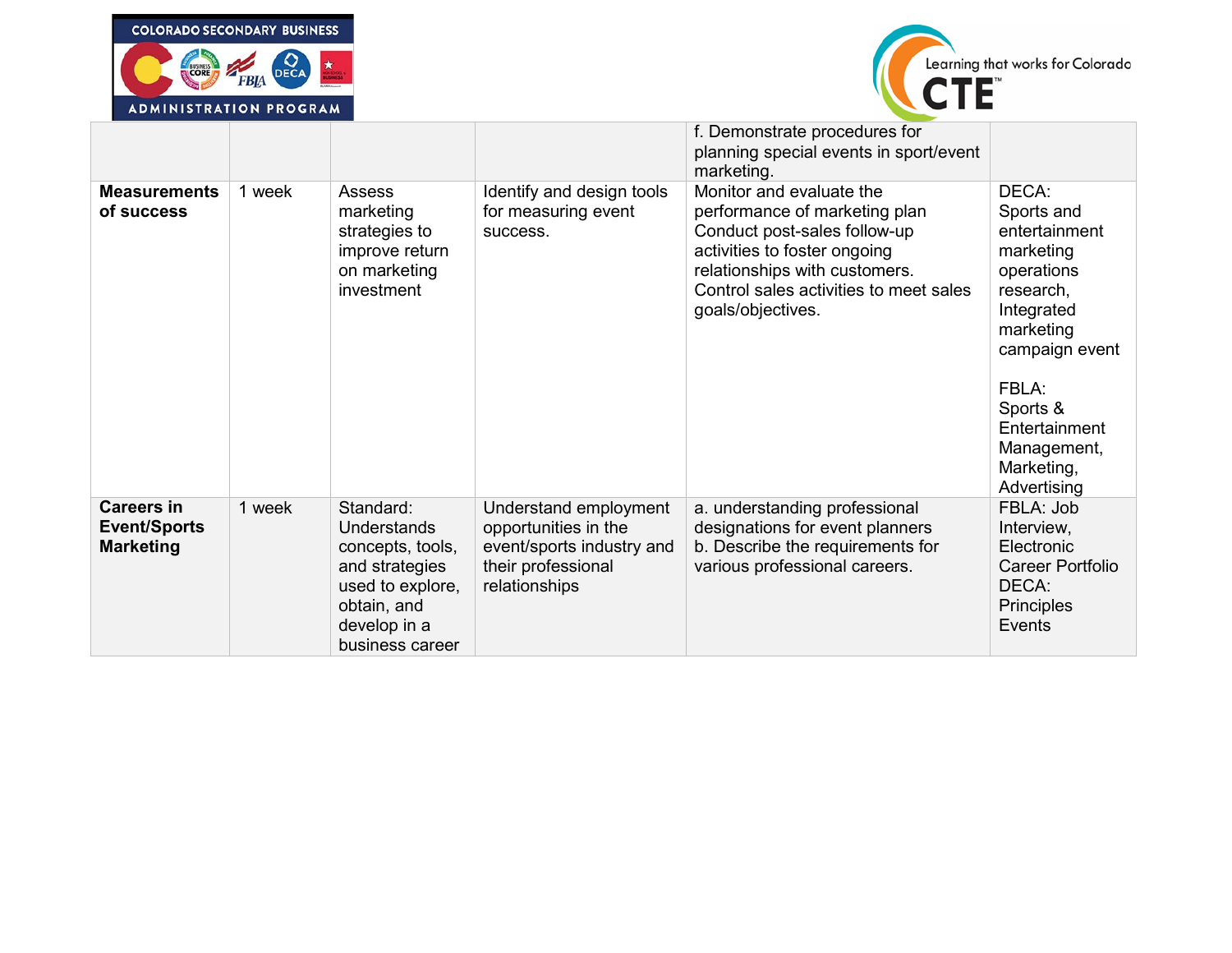| | | | | | |
|---|---|---|---|---|---|
| | | | | f. Demonstrate procedures for planning special events in sport/event marketing. | |
| **Measurements of success** | 1 week | Assess marketing strategies to improve return on marketing investment | Identify and design tools for measuring event success. | Monitor and evaluate the performance of marketing plan<br>Conduct post-sales follow-up activities to foster ongoing relationships with customers.<br>Control sales activities to meet sales goals/objectives. | DECA:<br>Sports and entertainment marketing operations research, Integrated marketing campaign event<br><br>FBLA:<br>Sports & Entertainment Management, Marketing, Advertising |
| **Careers in Event/Sports Marketing** | 1 week | Standard: Understands concepts, tools, and strategies used to explore, obtain, and develop in a business career | Understand employment opportunities in the event/sports industry and their professional relationships | a. understanding professional designations for event planners<br>b. Describe the requirements for various professional careers. | FBLA: Job Interview, Electronic Career Portfolio<br>DECA: Principles Events |